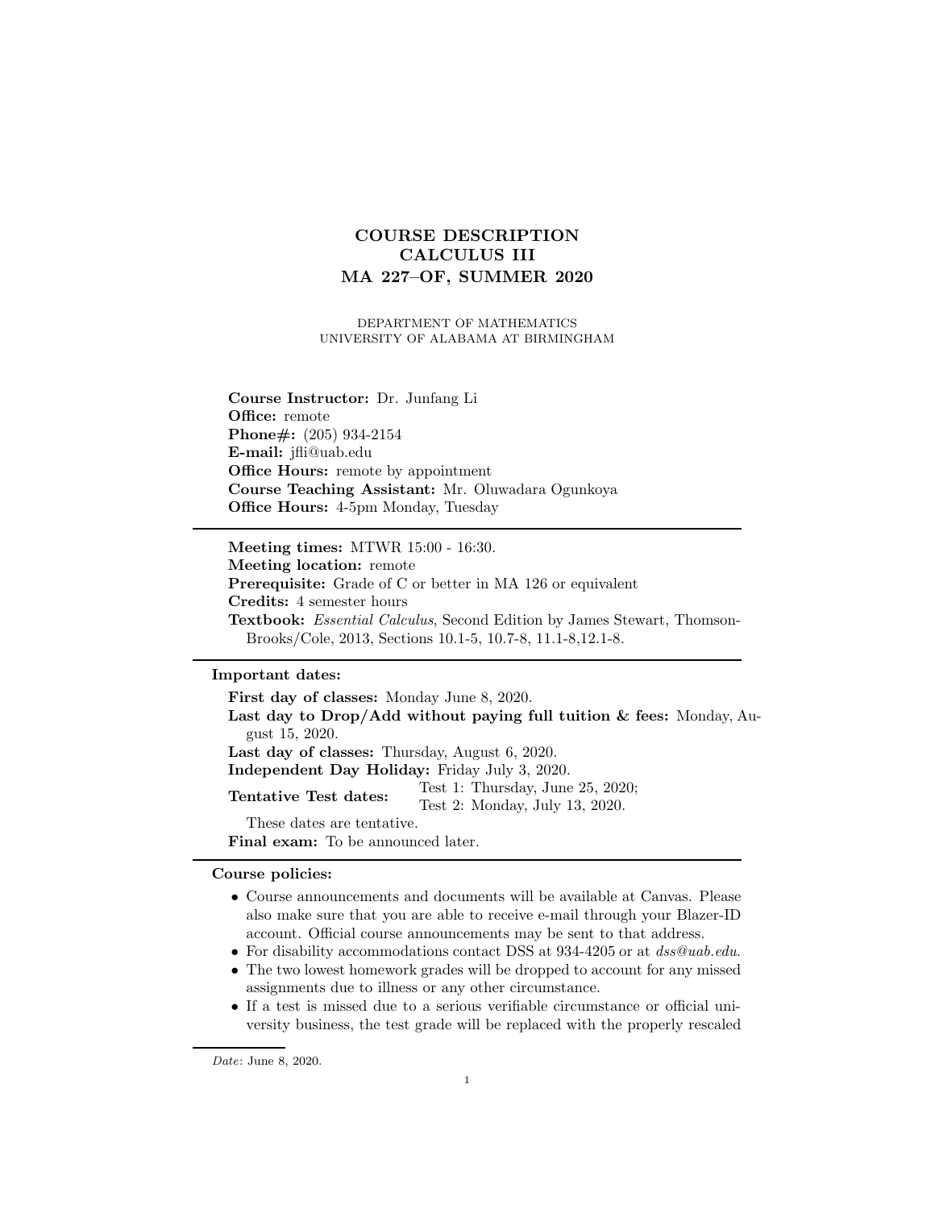# COURSE DESCRIPTION
# CALCULUS III
# MA 227–OF, SUMMER 2020

DEPARTMENT OF MATHEMATICS
UNIVERSITY OF ALABAMA AT BIRMINGHAM

**Course Instructor:** Dr. Junfang Li
**Office:** remote
**Phone#:** (205) 934-2154
**E-mail:** jfli@uab.edu
**Office Hours:** remote by appointment
**Course Teaching Assistant:** Mr. Oluwadara Ogunkoya
**Office Hours:** 4-5pm Monday, Tuesday

---

**Meeting times:** MTWR 15:00 - 16:30.
**Meeting location:** remote
**Prerequisite:** Grade of C or better in MA 126 or equivalent
**Credits:** 4 semester hours
**Textbook:** *Essential Calculus*, Second Edition by James Stewart, Thomson-Brooks/Cole, 2013, Sections 10.1-5, 10.7-8, 11.1-8,12.1-8.

---

**Important dates:**

**First day of classes:** Monday June 8, 2020.
**Last day to Drop/Add without paying full tuition & fees:** Monday, August 15, 2020.
**Last day of classes:** Thursday, August 6, 2020.
**Independent Day Holiday:** Friday July 3, 2020.
**Tentative Test dates:** Test 1: Thursday, June 25, 2020; Test 2: Monday, July 13, 2020.

These dates are tentative.

**Final exam:** To be announced later.

---

**Course policies:**

- Course announcements and documents will be available at Canvas. Please also make sure that you are able to receive e-mail through your Blazer-ID account. Official course announcements may be sent to that address.
- For disability accommodations contact DSS at 934-4205 or at *dss@uab.edu*.
- The two lowest homework grades will be dropped to account for any missed assignments due to illness or any other circumstance.
- If a test is missed due to a serious verifiable circumstance or official university business, the test grade will be replaced with the properly rescaled

*Date*: June 8, 2020.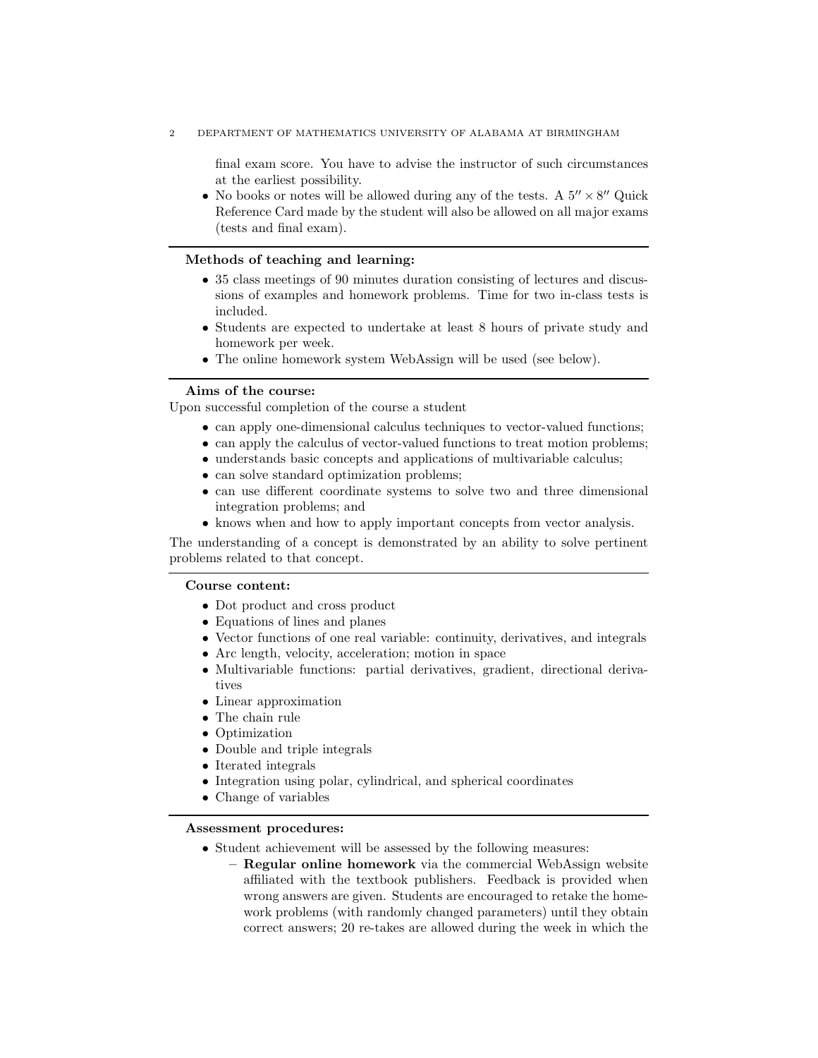final exam score. You have to advise the instructor of such circumstances at the earliest possibility.

- No books or notes will be allowed during any of the tests. A $5'' \times 8''$ Quick Reference Card made by the student will also be allowed on all major exams (tests and final exam).

---

**Methods of teaching and learning:**

- 35 class meetings of 90 minutes duration consisting of lectures and discussions of examples and homework problems. Time for two in-class tests is included.
- Students are expected to undertake at least 8 hours of private study and homework per week.
- The online homework system WebAssign will be used (see below).

---

**Aims of the course:**

Upon successful completion of the course a student

- can apply one-dimensional calculus techniques to vector-valued functions;
- can apply the calculus of vector-valued functions to treat motion problems;
- understands basic concepts and applications of multivariable calculus;
- can solve standard optimization problems;
- can use different coordinate systems to solve two and three dimensional integration problems; and
- knows when and how to apply important concepts from vector analysis.

The understanding of a concept is demonstrated by an ability to solve pertinent problems related to that concept.

---

**Course content:**

- Dot product and cross product
- Equations of lines and planes
- Vector functions of one real variable: continuity, derivatives, and integrals
- Arc length, velocity, acceleration; motion in space
- Multivariable functions: partial derivatives, gradient, directional derivatives
- Linear approximation
- The chain rule
- Optimization
- Double and triple integrals
- Iterated integrals
- Integration using polar, cylindrical, and spherical coordinates
- Change of variables

---

**Assessment procedures:**

- Student achievement will be assessed by the following measures:
  - **Regular online homework** via the commercial WebAssign website affiliated with the textbook publishers. Feedback is provided when wrong answers are given. Students are encouraged to retake the homework problems (with randomly changed parameters) until they obtain correct answers; 20 re-takes are allowed during the week in which the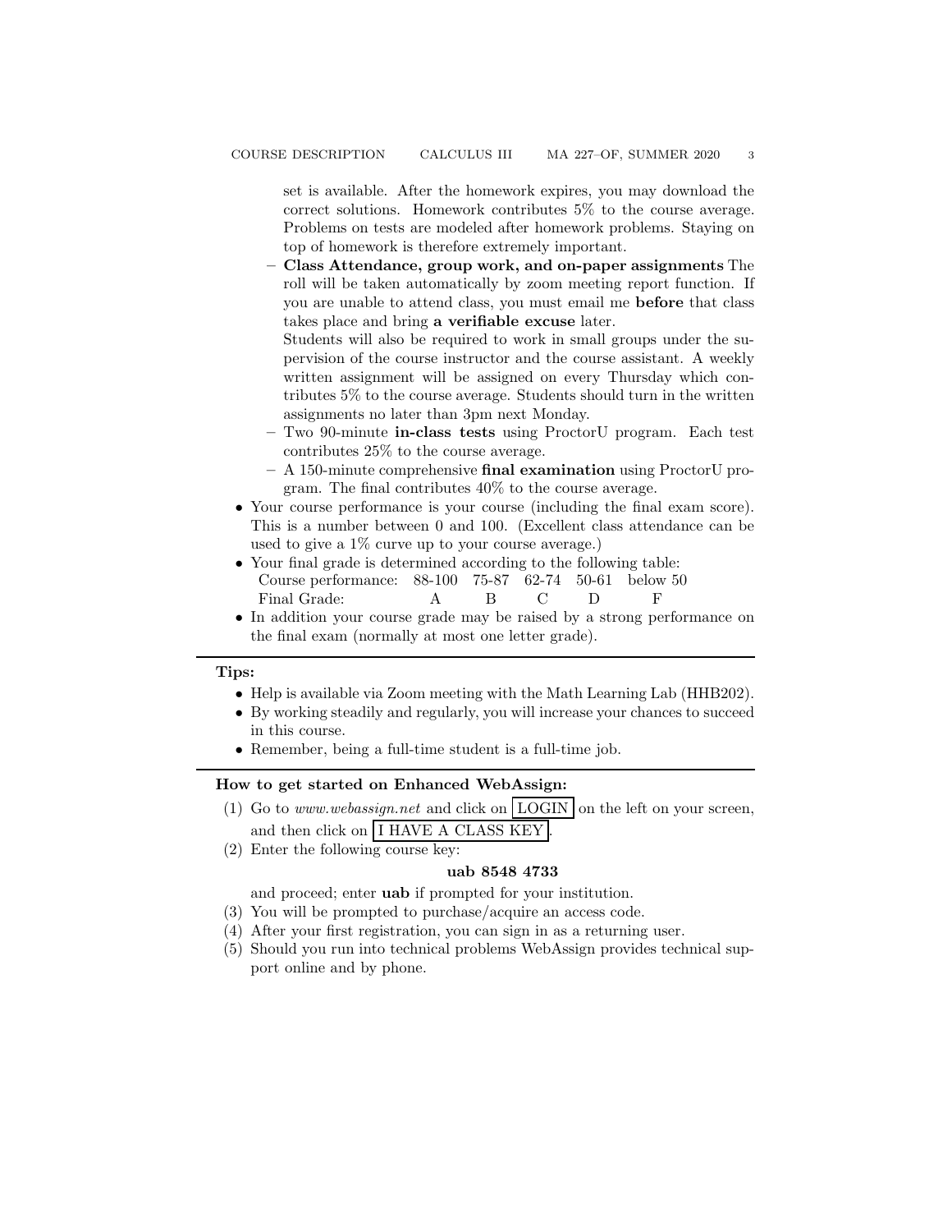set is available. After the homework expires, you may download the correct solutions. Homework contributes 5% to the course average. Problems on tests are modeled after homework problems. Staying on top of homework is therefore extremely important.

  - **Class Attendance, group work, and on-paper assignments** The roll will be taken automatically by zoom meeting report function. If you are unable to attend class, you must email me **before** that class takes place and bring **a verifiable excuse** later.

    Students will also be required to work in small groups under the supervision of the course instructor and the course assistant. A weekly written assignment will be assigned on every Thursday which contributes 5% to the course average. Students should turn in the written assignments no later than 3pm next Monday.
  - Two 90-minute **in-class tests** using ProctorU program. Each test contributes 25% to the course average.
  - A 150-minute comprehensive **final examination** using ProctorU program. The final contributes 40% to the course average.

- Your course performance is your course (including the final exam score). This is a number between 0 and 100. (Excellent class attendance can be used to give a 1% curve up to your course average.)
- Your final grade is determined according to the following table:

| Course performance: | 88-100 | 75-87 | 62-74 | 50-61 | below 50 |
|---|---|---|---|---|---|
| Final Grade: | A | B | C | D | F |

- In addition your course grade may be raised by a strong performance on the final exam (normally at most one letter grade).

---

**Tips:**

- Help is available via Zoom meeting with the Math Learning Lab (HHB202).
- By working steadily and regularly, you will increase your chances to succeed in this course.
- Remember, being a full-time student is a full-time job.

---

**How to get started on Enhanced WebAssign:**

(1) Go to *www.webassign.net* and click on LOGIN on the left on your screen, and then click on I HAVE A CLASS KEY.

(2) Enter the following course key:

**uab 8548 4733**

and proceed; enter **uab** if prompted for your institution.

(3) You will be prompted to purchase/acquire an access code.

(4) After your first registration, you can sign in as a returning user.

(5) Should you run into technical problems WebAssign provides technical support online and by phone.